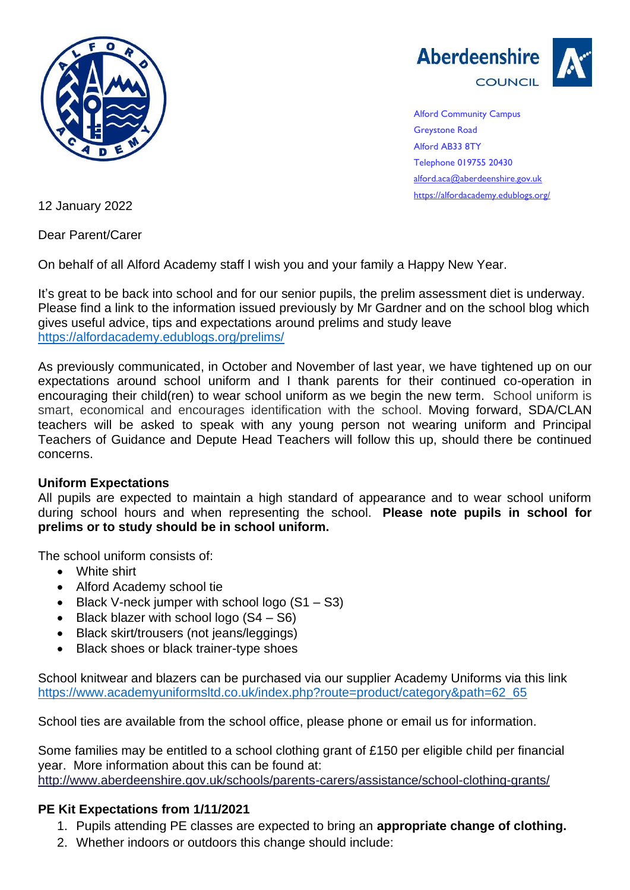Alford Community Campus
Greystone Road
Alford AB33 8TY
Telephone 019755 20430
alford.aca@aberdeenshire.gov.uk
https://alfordacademy.edublogs.org/

12 January 2022

Dear Parent/Carer

On behalf of all Alford Academy staff I wish you and your family a Happy New Year.

It's great to be back into school and for our senior pupils, the prelim assessment diet is underway. Please find a link to the information issued previously by Mr Gardner and on the school blog which gives useful advice, tips and expectations around prelims and study leave https://alfordacademy.edublogs.org/prelims/

As previously communicated, in October and November of last year, we have tightened up on our expectations around school uniform and I thank parents for their continued co-operation in encouraging their child(ren) to wear school uniform as we begin the new term. School uniform is smart, economical and encourages identification with the school. Moving forward, SDA/CLAN teachers will be asked to speak with any young person not wearing uniform and Principal Teachers of Guidance and Depute Head Teachers will follow this up, should there be continued concerns.

**Uniform Expectations**

All pupils are expected to maintain a high standard of appearance and to wear school uniform during school hours and when representing the school. **Please note pupils in school for prelims or to study should be in school uniform.**

The school uniform consists of:

- White shirt
- Alford Academy school tie
- Black V-neck jumper with school logo (S1 – S3)
- Black blazer with school logo (S4 – S6)
- Black skirt/trousers (not jeans/leggings)
- Black shoes or black trainer-type shoes

School knitwear and blazers can be purchased via our supplier Academy Uniforms via this link https://www.academyuniformsltd.co.uk/index.php?route=product/category&path=62_65

School ties are available from the school office, please phone or email us for information.

Some families may be entitled to a school clothing grant of £150 per eligible child per financial year. More information about this can be found at:
http://www.aberdeenshire.gov.uk/schools/parents-carers/assistance/school-clothing-grants/

**PE Kit Expectations from 1/11/2021**

1. Pupils attending PE classes are expected to bring an **appropriate change of clothing.**
2. Whether indoors or outdoors this change should include: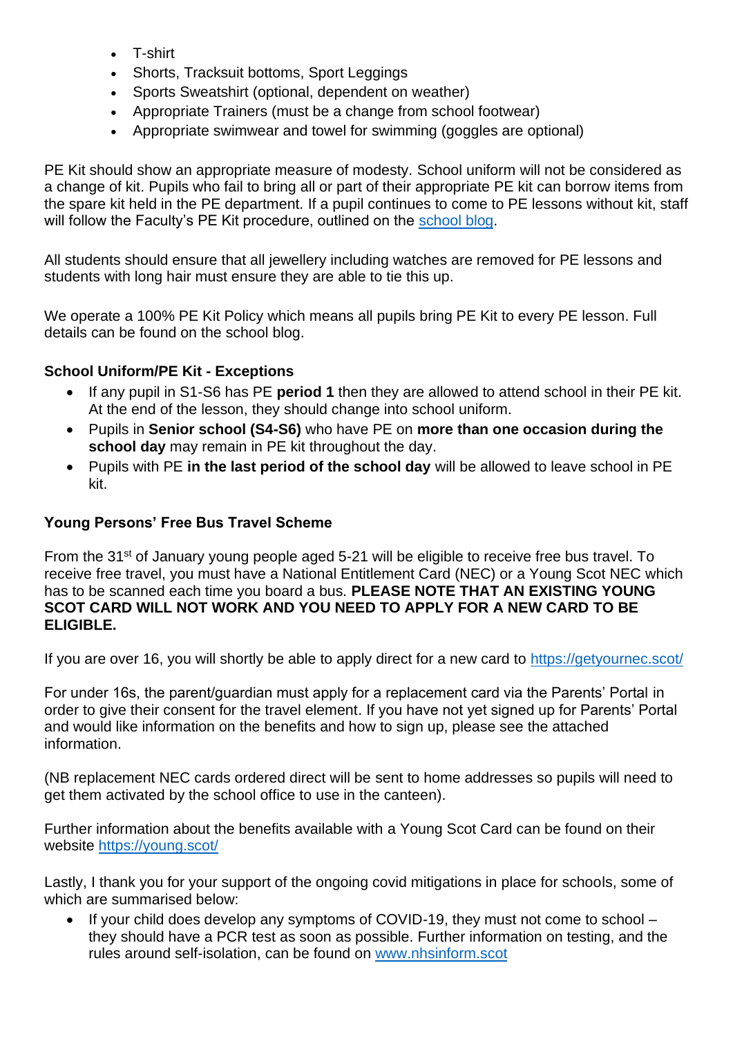- T-shirt
- Shorts, Tracksuit bottoms, Sport Leggings
- Sports Sweatshirt (optional, dependent on weather)
- Appropriate Trainers (must be a change from school footwear)
- Appropriate swimwear and towel for swimming (goggles are optional)

PE Kit should show an appropriate measure of modesty. School uniform will not be considered as a change of kit. Pupils who fail to bring all or part of their appropriate PE kit can borrow items from the spare kit held in the PE department. If a pupil continues to come to PE lessons without kit, staff will follow the Faculty's PE Kit procedure, outlined on the school blog.

All students should ensure that all jewellery including watches are removed for PE lessons and students with long hair must ensure they are able to tie this up.

We operate a 100% PE Kit Policy which means all pupils bring PE Kit to every PE lesson. Full details can be found on the school blog.

**School Uniform/PE Kit - Exceptions**

- If any pupil in S1-S6 has PE **period 1** then they are allowed to attend school in their PE kit. At the end of the lesson, they should change into school uniform.
- Pupils in **Senior school (S4-S6)** who have PE on **more than one occasion during the school day** may remain in PE kit throughout the day.
- Pupils with PE **in the last period of the school day** will be allowed to leave school in PE kit.

**Young Persons' Free Bus Travel Scheme**

From the 31st of January young people aged 5-21 will be eligible to receive free bus travel. To receive free travel, you must have a National Entitlement Card (NEC) or a Young Scot NEC which has to be scanned each time you board a bus. **PLEASE NOTE THAT AN EXISTING YOUNG SCOT CARD WILL NOT WORK AND YOU NEED TO APPLY FOR A NEW CARD TO BE ELIGIBLE.**

If you are over 16, you will shortly be able to apply direct for a new card to https://getyournec.scot/

For under 16s, the parent/guardian must apply for a replacement card via the Parents' Portal in order to give their consent for the travel element. If you have not yet signed up for Parents' Portal and would like information on the benefits and how to sign up, please see the attached information.

(NB replacement NEC cards ordered direct will be sent to home addresses so pupils will need to get them activated by the school office to use in the canteen).

Further information about the benefits available with a Young Scot Card can be found on their website https://young.scot/

Lastly, I thank you for your support of the ongoing covid mitigations in place for schools, some of which are summarised below:

- If your child does develop any symptoms of COVID-19, they must not come to school – they should have a PCR test as soon as possible. Further information on testing, and the rules around self-isolation, can be found on www.nhsinform.scot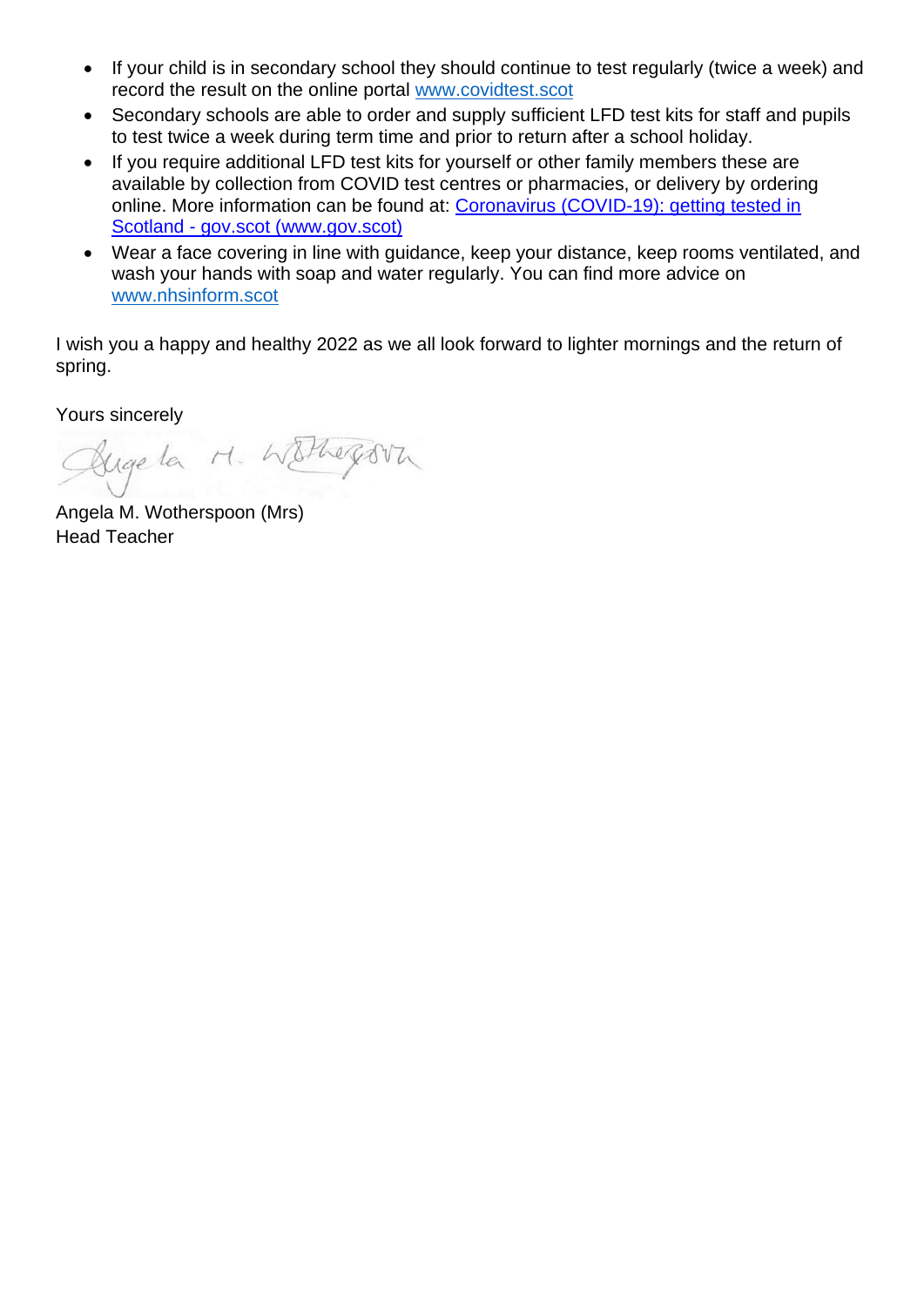- If your child is in secondary school they should continue to test regularly (twice a week) and record the result on the online portal [www.covidtest.scot](www.covidtest.scot)
- Secondary schools are able to order and supply sufficient LFD test kits for staff and pupils to test twice a week during term time and prior to return after a school holiday.
- If you require additional LFD test kits for yourself or other family members these are available by collection from COVID test centres or pharmacies, or delivery by ordering online. More information can be found at: [Coronavirus (COVID-19): getting tested in Scotland - gov.scot (www.gov.scot)](www.gov.scot)
- Wear a face covering in line with guidance, keep your distance, keep rooms ventilated, and wash your hands with soap and water regularly. You can find more advice on [www.nhsinform.scot](www.nhsinform.scot)

I wish you a happy and healthy 2022 as we all look forward to lighter mornings and the return of spring.

Yours sincerely

Angela M. Wotherspoon

Angela M. Wotherspoon (Mrs)
Head Teacher